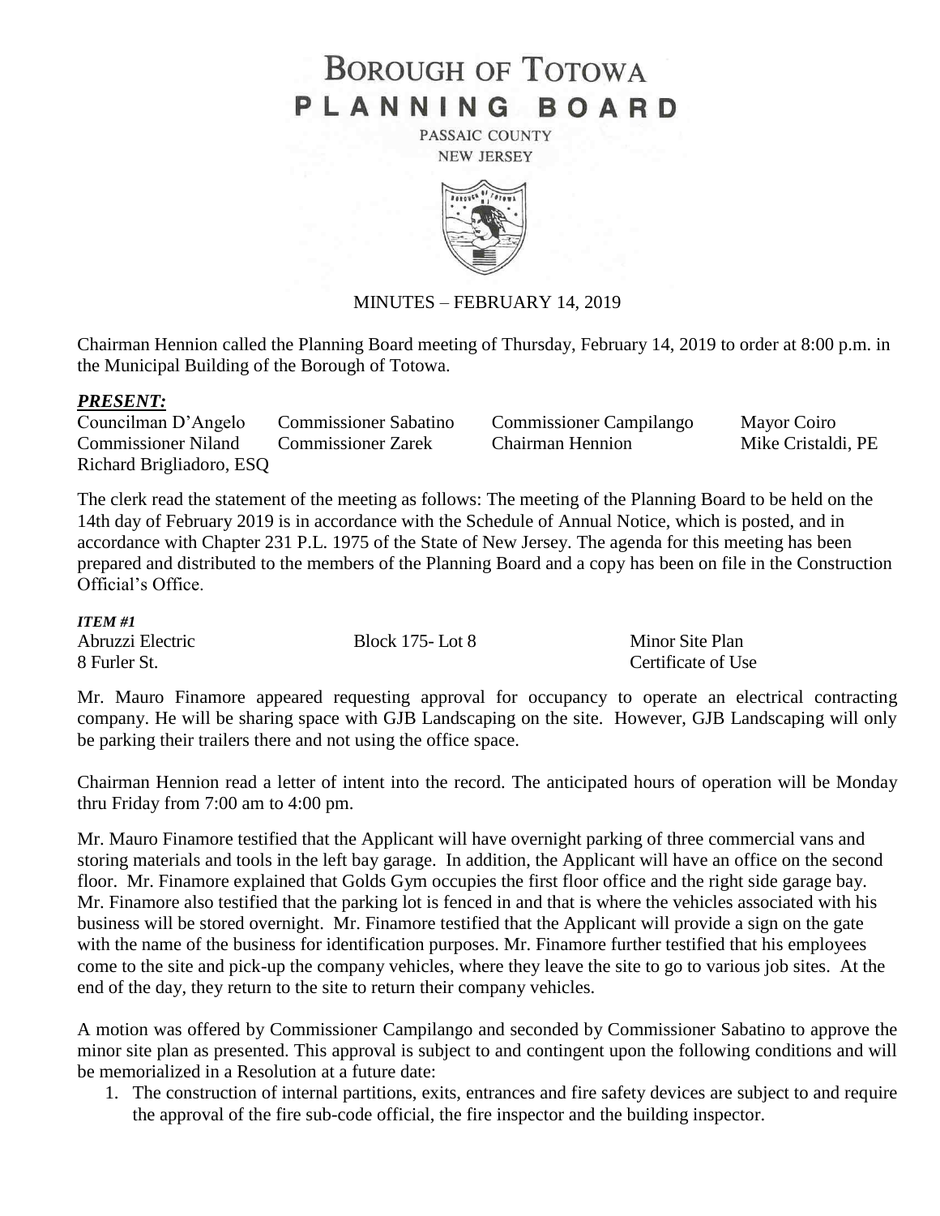# BOROUGH OF TOTOWA
# PLANNING BOARD

PASSAIC COUNTY
NEW JERSEY

MINUTES – FEBRUARY 14, 2019

Chairman Hennion called the Planning Board meeting of Thursday, February 14, 2019 to order at 8:00 p.m. in the Municipal Building of the Borough of Totowa.

***PRESENT:***

| | | | |
|---|---|---|---|
| Councilman D'Angelo | Commissioner Sabatino | Commissioner Campilango | Mayor Coiro |
| Commissioner Niland | Commissioner Zarek | Chairman Hennion | Mike Cristaldi, PE |
| Richard Brigliadoro, ESQ | | | |

The clerk read the statement of the meeting as follows: The meeting of the Planning Board to be held on the 14th day of February 2019 is in accordance with the Schedule of Annual Notice, which is posted, and in accordance with Chapter 231 P.L. 1975 of the State of New Jersey. The agenda for this meeting has been prepared and distributed to the members of the Planning Board and a copy has been on file in the Construction Official's Office.

***ITEM #1***

| | | |
|---|---|---|
| Abruzzi Electric | Block 175- Lot 8 | Minor Site Plan |
| 8 Furler St. | | Certificate of Use |

Mr. Mauro Finamore appeared requesting approval for occupancy to operate an electrical contracting company. He will be sharing space with GJB Landscaping on the site. However, GJB Landscaping will only be parking their trailers there and not using the office space.

Chairman Hennion read a letter of intent into the record. The anticipated hours of operation will be Monday thru Friday from 7:00 am to 4:00 pm.

Mr. Mauro Finamore testified that the Applicant will have overnight parking of three commercial vans and storing materials and tools in the left bay garage. In addition, the Applicant will have an office on the second floor. Mr. Finamore explained that Golds Gym occupies the first floor office and the right side garage bay. Mr. Finamore also testified that the parking lot is fenced in and that is where the vehicles associated with his business will be stored overnight. Mr. Finamore testified that the Applicant will provide a sign on the gate with the name of the business for identification purposes. Mr. Finamore further testified that his employees come to the site and pick-up the company vehicles, where they leave the site to go to various job sites. At the end of the day, they return to the site to return their company vehicles.

A motion was offered by Commissioner Campilango and seconded by Commissioner Sabatino to approve the minor site plan as presented. This approval is subject to and contingent upon the following conditions and will be memorialized in a Resolution at a future date:

1. The construction of internal partitions, exits, entrances and fire safety devices are subject to and require the approval of the fire sub-code official, the fire inspector and the building inspector.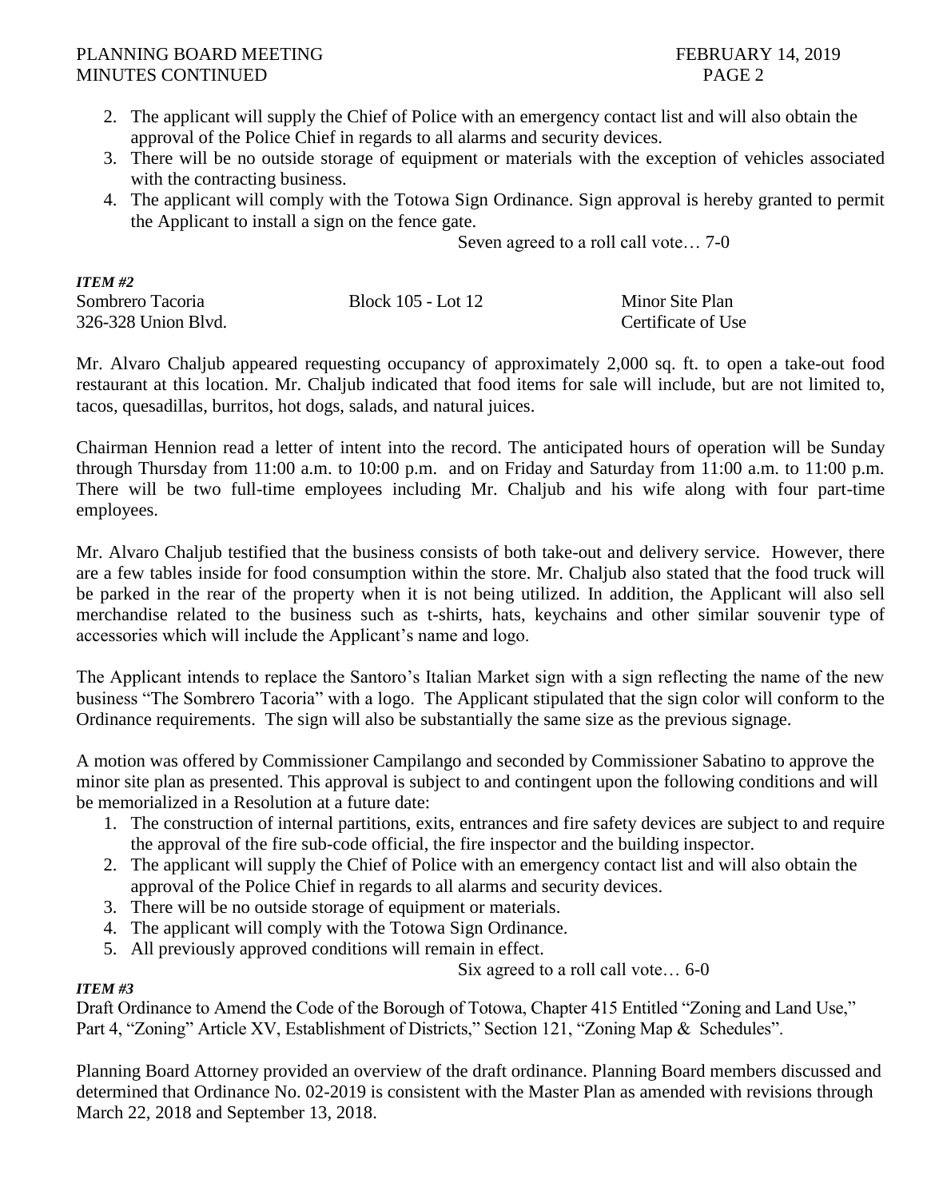2. The applicant will supply the Chief of Police with an emergency contact list and will also obtain the approval of the Police Chief in regards to all alarms and security devices.
3. There will be no outside storage of equipment or materials with the exception of vehicles associated with the contracting business.
4. The applicant will comply with the Totowa Sign Ordinance. Sign approval is hereby granted to permit the Applicant to install a sign on the fence gate.

Seven agreed to a roll call vote… 7-0

***ITEM #2***

| | | |
|---|---|---|
| Sombrero Tacoria | Block 105 - Lot 12 | Minor Site Plan |
| 326-328 Union Blvd. | | Certificate of Use |

Mr. Alvaro Chaljub appeared requesting occupancy of approximately 2,000 sq. ft. to open a take-out food restaurant at this location. Mr. Chaljub indicated that food items for sale will include, but are not limited to, tacos, quesadillas, burritos, hot dogs, salads, and natural juices.

Chairman Hennion read a letter of intent into the record. The anticipated hours of operation will be Sunday through Thursday from 11:00 a.m. to 10:00 p.m. and on Friday and Saturday from 11:00 a.m. to 11:00 p.m. There will be two full-time employees including Mr. Chaljub and his wife along with four part-time employees.

Mr. Alvaro Chaljub testified that the business consists of both take-out and delivery service. However, there are a few tables inside for food consumption within the store. Mr. Chaljub also stated that the food truck will be parked in the rear of the property when it is not being utilized. In addition, the Applicant will also sell merchandise related to the business such as t-shirts, hats, keychains and other similar souvenir type of accessories which will include the Applicant's name and logo.

The Applicant intends to replace the Santoro's Italian Market sign with a sign reflecting the name of the new business "The Sombrero Tacoria" with a logo. The Applicant stipulated that the sign color will conform to the Ordinance requirements. The sign will also be substantially the same size as the previous signage.

A motion was offered by Commissioner Campilango and seconded by Commissioner Sabatino to approve the minor site plan as presented. This approval is subject to and contingent upon the following conditions and will be memorialized in a Resolution at a future date:

1. The construction of internal partitions, exits, entrances and fire safety devices are subject to and require the approval of the fire sub-code official, the fire inspector and the building inspector.
2. The applicant will supply the Chief of Police with an emergency contact list and will also obtain the approval of the Police Chief in regards to all alarms and security devices.
3. There will be no outside storage of equipment or materials.
4. The applicant will comply with the Totowa Sign Ordinance.
5. All previously approved conditions will remain in effect.

Six agreed to a roll call vote… 6-0

***ITEM #3***

Draft Ordinance to Amend the Code of the Borough of Totowa, Chapter 415 Entitled "Zoning and Land Use," Part 4, "Zoning" Article XV, Establishment of Districts," Section 121, "Zoning Map & Schedules".

Planning Board Attorney provided an overview of the draft ordinance. Planning Board members discussed and determined that Ordinance No. 02-2019 is consistent with the Master Plan as amended with revisions through March 22, 2018 and September 13, 2018.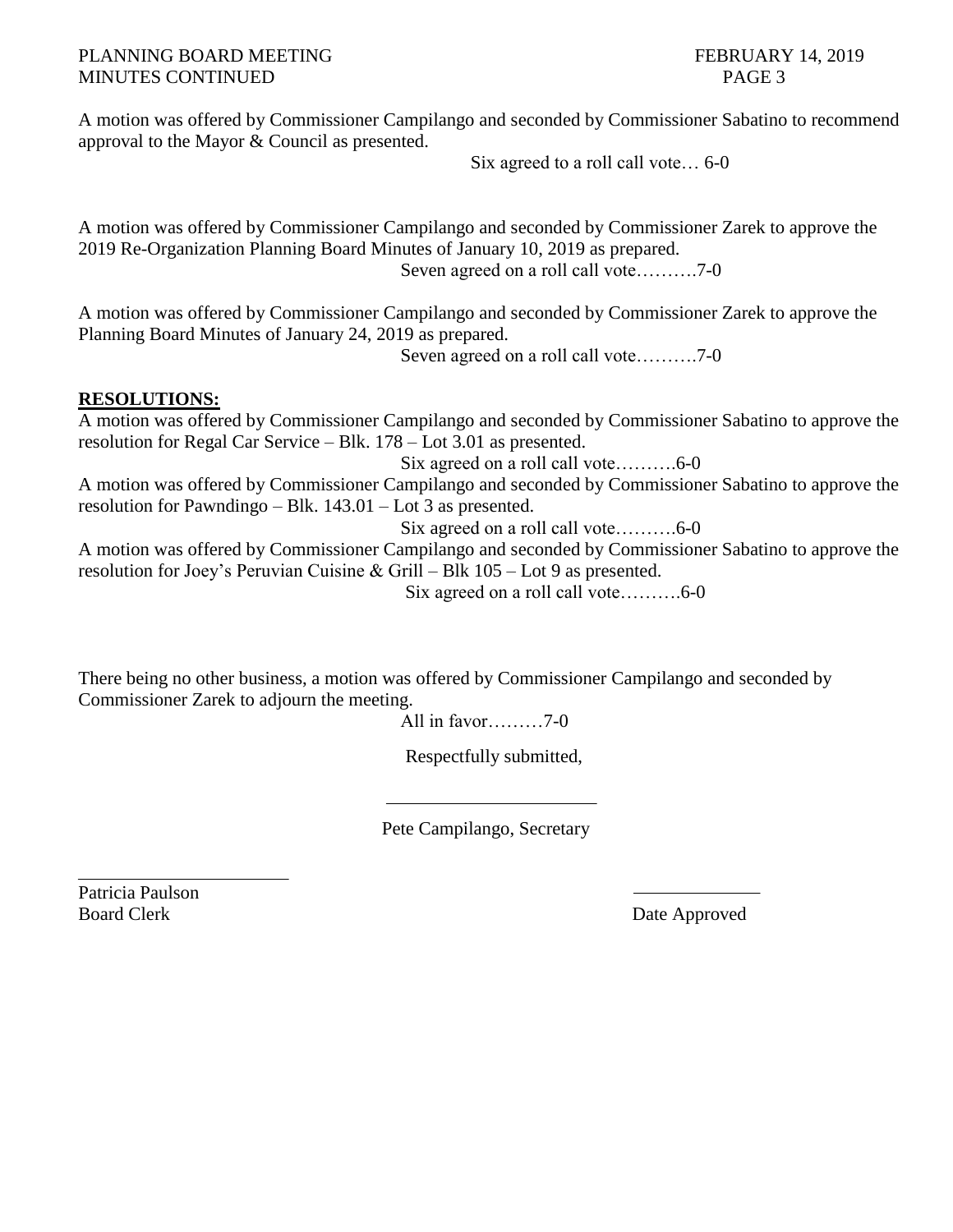A motion was offered by Commissioner Campilango and seconded by Commissioner Sabatino to recommend approval to the Mayor & Council as presented.

Six agreed to a roll call vote… 6-0

A motion was offered by Commissioner Campilango and seconded by Commissioner Zarek to approve the 2019 Re-Organization Planning Board Minutes of January 10, 2019 as prepared.

Seven agreed on a roll call vote……….7-0

A motion was offered by Commissioner Campilango and seconded by Commissioner Zarek to approve the Planning Board Minutes of January 24, 2019 as prepared.

Seven agreed on a roll call vote……….7-0

**RESOLUTIONS:**

A motion was offered by Commissioner Campilango and seconded by Commissioner Sabatino to approve the resolution for Regal Car Service – Blk. 178 – Lot 3.01 as presented.

Six agreed on a roll call vote……….6-0

A motion was offered by Commissioner Campilango and seconded by Commissioner Sabatino to approve the resolution for Pawndingo – Blk. 143.01 – Lot 3 as presented.

Six agreed on a roll call vote……….6-0

A motion was offered by Commissioner Campilango and seconded by Commissioner Sabatino to approve the resolution for Joey's Peruvian Cuisine & Grill – Blk 105 – Lot 9 as presented.

Six agreed on a roll call vote……….6-0

There being no other business, a motion was offered by Commissioner Campilango and seconded by Commissioner Zarek to adjourn the meeting.

All in favor………7-0

Respectfully submitted,

______________________

Pete Campilango, Secretary

______________________

Patricia Paulson
Board Clerk

______________

Date Approved